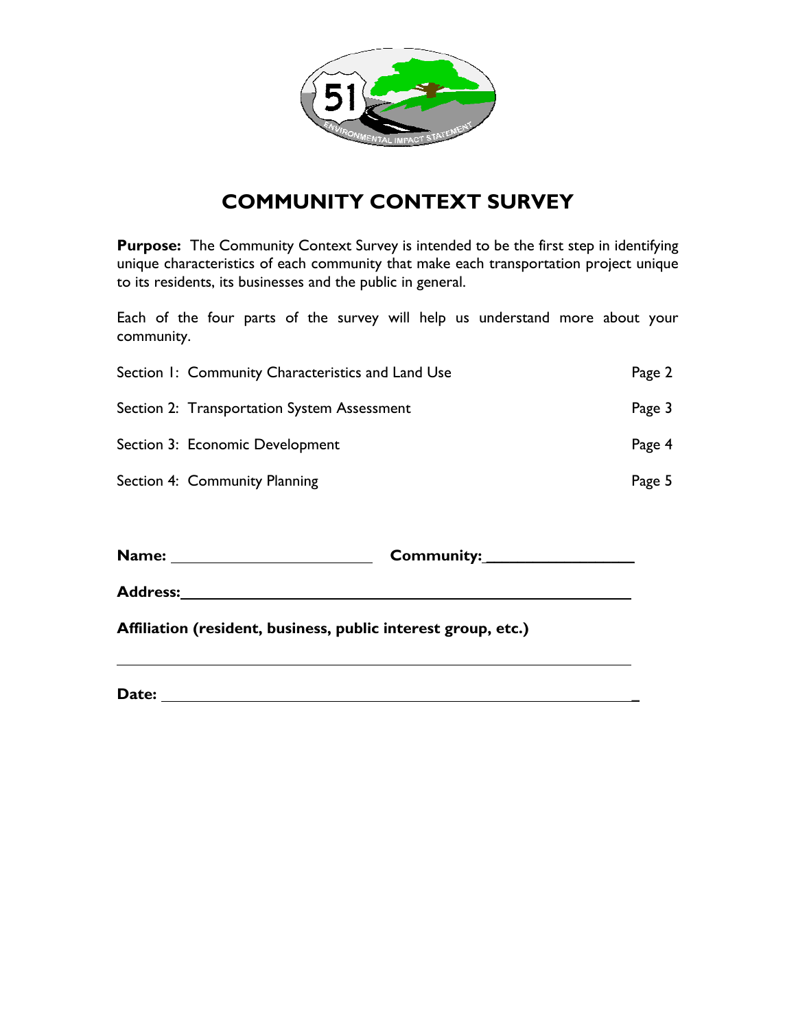# COMMUNITY CONTEXT SURVEY

**Purpose:** The Community Context Survey is intended to be the first step in identifying unique characteristics of each community that make each transportation project unique to its residents, its businesses and the public in general.

Each of the four parts of the survey will help us understand more about your community.

| | |
|---|---|
| Section 1: Community Characteristics and Land Use | Page 2 |
| Section 2: Transportation System Assessment | Page 3 |
| Section 3: Economic Development | Page 4 |
| Section 4: Community Planning | Page 5 |

**Name:** ______________________ **Community:** ________________

**Address:** ______________________________________________

**Affiliation (resident, business, public interest group, etc.)**

______________________________________________

**Date:** ______________________________________________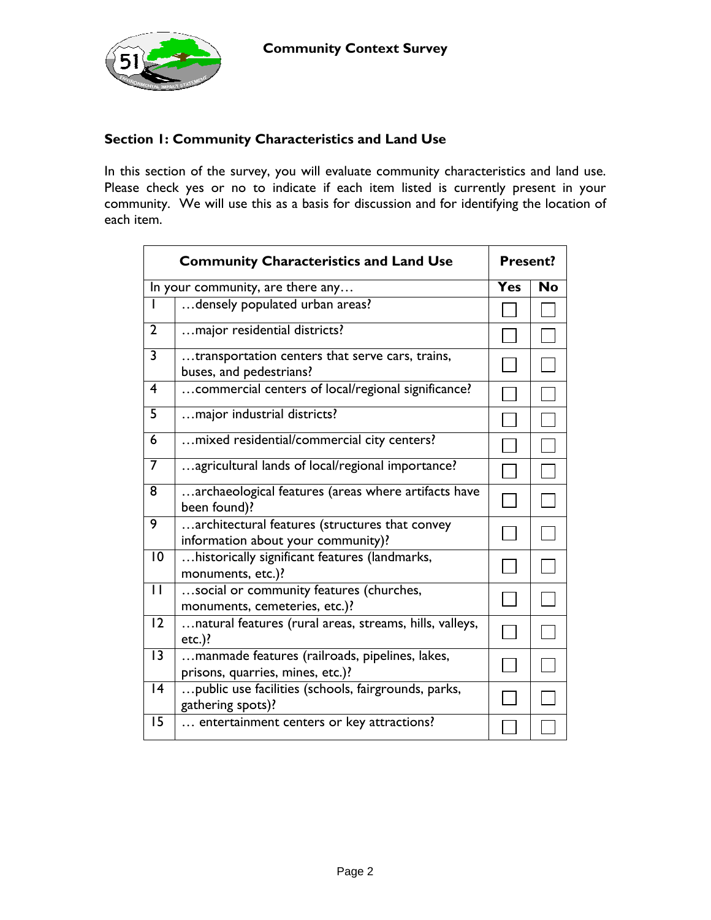**Community Context Survey**

## Section 1: Community Characteristics and Land Use

In this section of the survey, you will evaluate community characteristics and land use. Please check yes or no to indicate if each item listed is currently present in your community. We will use this as a basis for discussion and for identifying the location of each item.

| Community Characteristics and Land Use | | Present? | |
|---|---|---|---|
| In your community, are there any… | | Yes | No |
| 1 | …densely populated urban areas? | ☐ | ☐ |
| 2 | …major residential districts? | ☐ | ☐ |
| 3 | …transportation centers that serve cars, trains, buses, and pedestrians? | ☐ | ☐ |
| 4 | …commercial centers of local/regional significance? | ☐ | ☐ |
| 5 | …major industrial districts? | ☐ | ☐ |
| 6 | …mixed residential/commercial city centers? | ☐ | ☐ |
| 7 | …agricultural lands of local/regional importance? | ☐ | ☐ |
| 8 | …archaeological features (areas where artifacts have been found)? | ☐ | ☐ |
| 9 | …architectural features (structures that convey information about your community)? | ☐ | ☐ |
| 10 | …historically significant features (landmarks, monuments, etc.)? | ☐ | ☐ |
| 11 | …social or community features (churches, monuments, cemeteries, etc.)? | ☐ | ☐ |
| 12 | …natural features (rural areas, streams, hills, valleys, etc.)? | ☐ | ☐ |
| 13 | …manmade features (railroads, pipelines, lakes, prisons, quarries, mines, etc.)? | ☐ | ☐ |
| 14 | …public use facilities (schools, fairgrounds, parks, gathering spots)? | ☐ | ☐ |
| 15 | … entertainment centers or key attractions? | ☐ | ☐ |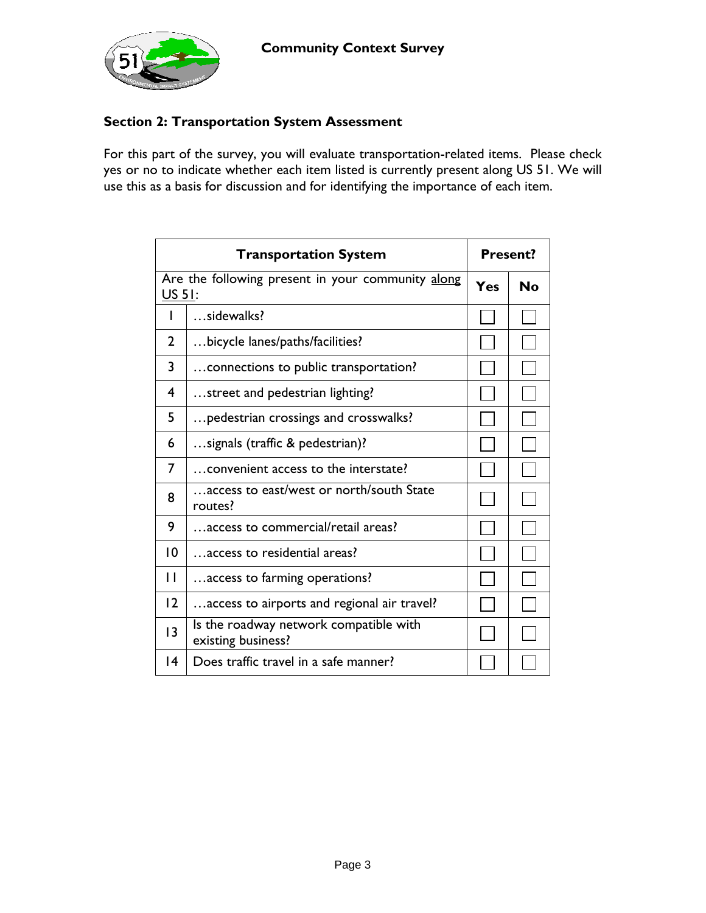**Community Context Survey**

## Section 2: Transportation System Assessment

For this part of the survey, you will evaluate transportation-related items. Please check yes or no to indicate whether each item listed is currently present along US 51. We will use this as a basis for discussion and for identifying the importance of each item.

| Transportation System | | Present? | |
|---|---|---|---|
| Are the following present in your community along US 51: | | Yes | No |
| 1 | …sidewalks? | ☐ | ☐ |
| 2 | …bicycle lanes/paths/facilities? | ☐ | ☐ |
| 3 | …connections to public transportation? | ☐ | ☐ |
| 4 | …street and pedestrian lighting? | ☐ | ☐ |
| 5 | …pedestrian crossings and crosswalks? | ☐ | ☐ |
| 6 | …signals (traffic & pedestrian)? | ☐ | ☐ |
| 7 | …convenient access to the interstate? | ☐ | ☐ |
| 8 | …access to east/west or north/south State routes? | ☐ | ☐ |
| 9 | …access to commercial/retail areas? | ☐ | ☐ |
| 10 | …access to residential areas? | ☐ | ☐ |
| 11 | …access to farming operations? | ☐ | ☐ |
| 12 | …access to airports and regional air travel? | ☐ | ☐ |
| 13 | Is the roadway network compatible with existing business? | ☐ | ☐ |
| 14 | Does traffic travel in a safe manner? | ☐ | ☐ |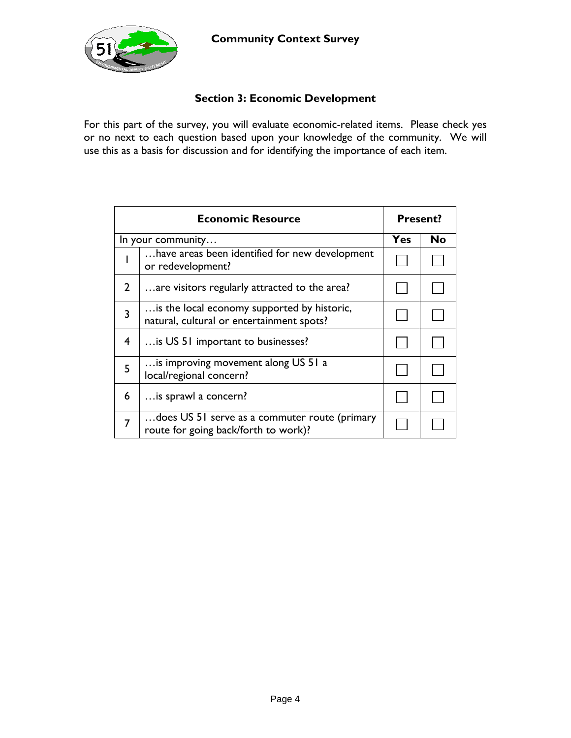# Community Context Survey

## Section 3: Economic Development

For this part of the survey, you will evaluate economic-related items. Please check yes or no next to each question based upon your knowledge of the community. We will use this as a basis for discussion and for identifying the importance of each item.

| Economic Resource | | Present? | |
|---|---|---|---|
| In your community… | | Yes | No |
| 1 | …have areas been identified for new development or redevelopment? | ☐ | ☐ |
| 2 | …are visitors regularly attracted to the area? | ☐ | ☐ |
| 3 | …is the local economy supported by historic, natural, cultural or entertainment spots? | ☐ | ☐ |
| 4 | …is US 51 important to businesses? | ☐ | ☐ |
| 5 | …is improving movement along US 51 a local/regional concern? | ☐ | ☐ |
| 6 | …is sprawl a concern? | ☐ | ☐ |
| 7 | …does US 51 serve as a commuter route (primary route for going back/forth to work)? | ☐ | ☐ |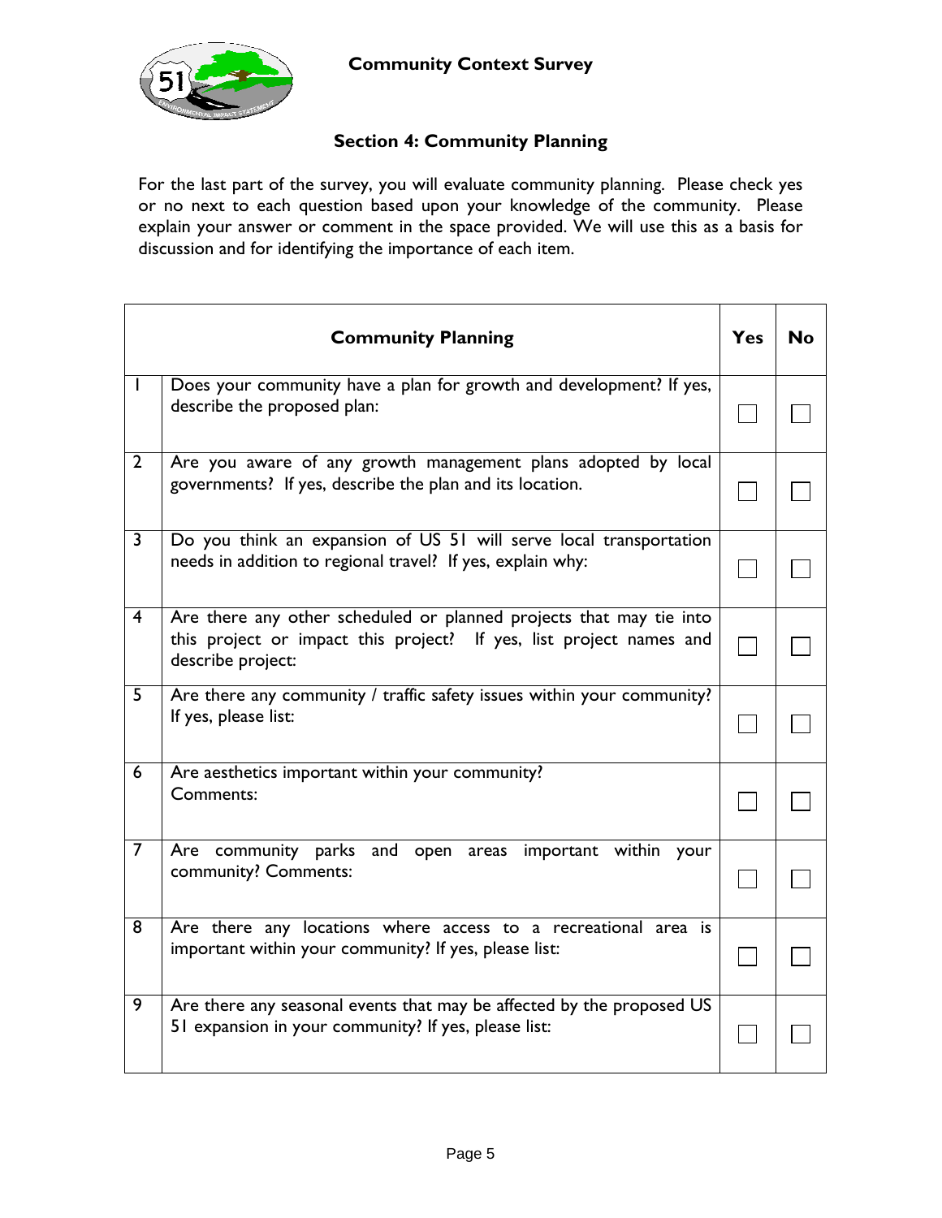**Community Context Survey**

## Section 4: Community Planning

For the last part of the survey, you will evaluate community planning. Please check yes or no next to each question based upon your knowledge of the community. Please explain your answer or comment in the space provided. We will use this as a basis for discussion and for identifying the importance of each item.

| | Community Planning | Yes | No |
|---|---|---|---|
| 1 | Does your community have a plan for growth and development? If yes, describe the proposed plan: | ☐ | ☐ |
| 2 | Are you aware of any growth management plans adopted by local governments? If yes, describe the plan and its location. | ☐ | ☐ |
| 3 | Do you think an expansion of US 51 will serve local transportation needs in addition to regional travel? If yes, explain why: | ☐ | ☐ |
| 4 | Are there any other scheduled or planned projects that may tie into this project or impact this project? If yes, list project names and describe project: | ☐ | ☐ |
| 5 | Are there any community / traffic safety issues within your community? If yes, please list: | ☐ | ☐ |
| 6 | Are aesthetics important within your community? Comments: | ☐ | ☐ |
| 7 | Are community parks and open areas important within your community? Comments: | ☐ | ☐ |
| 8 | Are there any locations where access to a recreational area is important within your community? If yes, please list: | ☐ | ☐ |
| 9 | Are there any seasonal events that may be affected by the proposed US 51 expansion in your community? If yes, please list: | ☐ | ☐ |